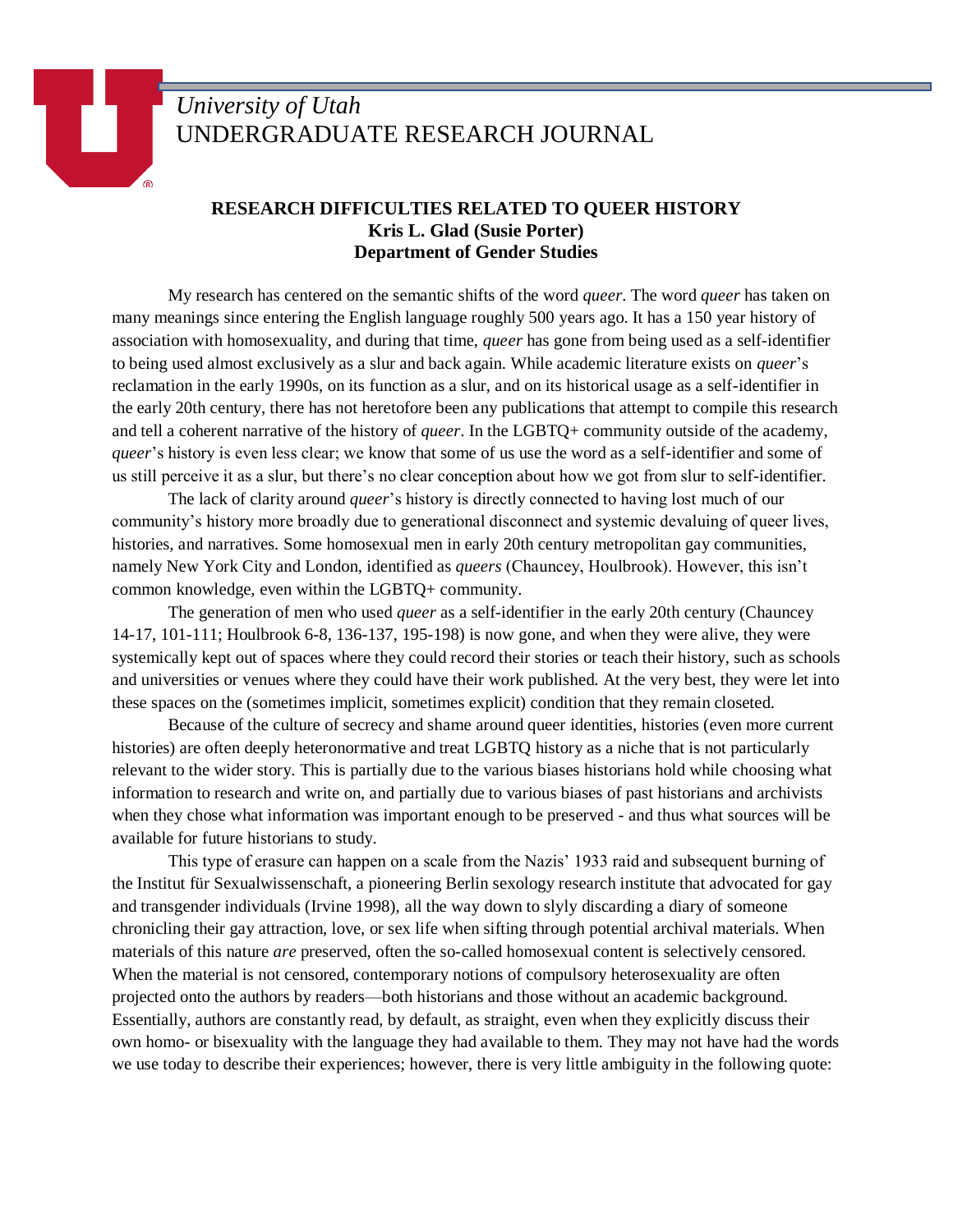*University of Utah*
UNDERGRADUATE RESEARCH JOURNAL

# RESEARCH DIFFICULTIES RELATED TO QUEER HISTORY

**Kris L. Glad (Susie Porter)**
**Department of Gender Studies**

My research has centered on the semantic shifts of the word *queer*. The word *queer* has taken on many meanings since entering the English language roughly 500 years ago. It has a 150 year history of association with homosexuality, and during that time, *queer* has gone from being used as a self-identifier to being used almost exclusively as a slur and back again. While academic literature exists on *queer*'s reclamation in the early 1990s, on its function as a slur, and on its historical usage as a self-identifier in the early 20th century, there has not heretofore been any publications that attempt to compile this research and tell a coherent narrative of the history of *queer*. In the LGBTQ+ community outside of the academy, *queer*'s history is even less clear; we know that some of us use the word as a self-identifier and some of us still perceive it as a slur, but there's no clear conception about how we got from slur to self-identifier.

The lack of clarity around *queer*'s history is directly connected to having lost much of our community's history more broadly due to generational disconnect and systemic devaluing of queer lives, histories, and narratives. Some homosexual men in early 20th century metropolitan gay communities, namely New York City and London, identified as *queers* (Chauncey, Houlbrook). However, this isn't common knowledge, even within the LGBTQ+ community.

The generation of men who used *queer* as a self-identifier in the early 20th century (Chauncey 14-17, 101-111; Houlbrook 6-8, 136-137, 195-198) is now gone, and when they were alive, they were systemically kept out of spaces where they could record their stories or teach their history, such as schools and universities or venues where they could have their work published. At the very best, they were let into these spaces on the (sometimes implicit, sometimes explicit) condition that they remain closeted.

Because of the culture of secrecy and shame around queer identities, histories (even more current histories) are often deeply heteronormative and treat LGBTQ history as a niche that is not particularly relevant to the wider story. This is partially due to the various biases historians hold while choosing what information to research and write on, and partially due to various biases of past historians and archivists when they chose what information was important enough to be preserved - and thus what sources will be available for future historians to study.

This type of erasure can happen on a scale from the Nazis' 1933 raid and subsequent burning of the Institut für Sexualwissenschaft, a pioneering Berlin sexology research institute that advocated for gay and transgender individuals (Irvine 1998), all the way down to slyly discarding a diary of someone chronicling their gay attraction, love, or sex life when sifting through potential archival materials. When materials of this nature *are* preserved, often the so-called homosexual content is selectively censored. When the material is not censored, contemporary notions of compulsory heterosexuality are often projected onto the authors by readers—both historians and those without an academic background. Essentially, authors are constantly read, by default, as straight, even when they explicitly discuss their own homo- or bisexuality with the language they had available to them. They may not have had the words we use today to describe their experiences; however, there is very little ambiguity in the following quote: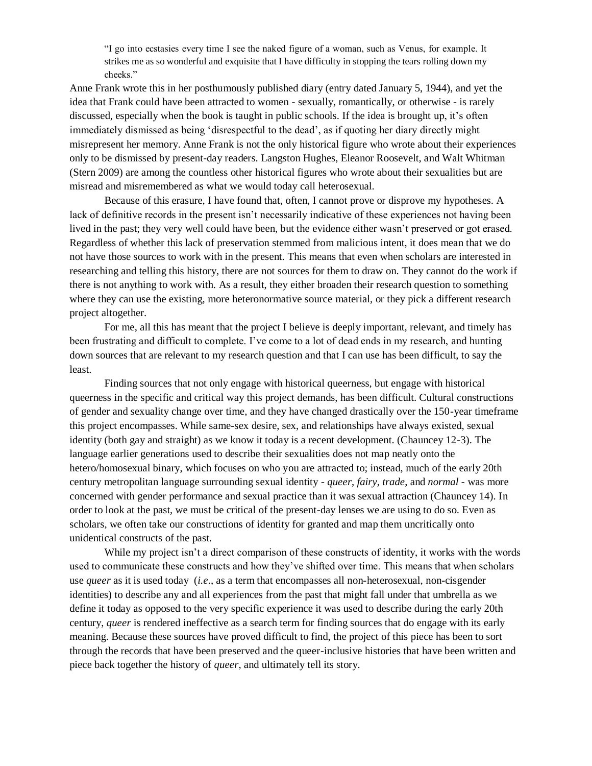> "I go into ecstasies every time I see the naked figure of a woman, such as Venus, for example. It strikes me as so wonderful and exquisite that I have difficulty in stopping the tears rolling down my cheeks."

Anne Frank wrote this in her posthumously published diary (entry dated January 5, 1944), and yet the idea that Frank could have been attracted to women - sexually, romantically, or otherwise - is rarely discussed, especially when the book is taught in public schools. If the idea is brought up, it's often immediately dismissed as being 'disrespectful to the dead', as if quoting her diary directly might misrepresent her memory. Anne Frank is not the only historical figure who wrote about their experiences only to be dismissed by present-day readers. Langston Hughes, Eleanor Roosevelt, and Walt Whitman (Stern 2009) are among the countless other historical figures who wrote about their sexualities but are misread and misremembered as what we would today call heterosexual.

Because of this erasure, I have found that, often, I cannot prove or disprove my hypotheses. A lack of definitive records in the present isn't necessarily indicative of these experiences not having been lived in the past; they very well could have been, but the evidence either wasn't preserved or got erased. Regardless of whether this lack of preservation stemmed from malicious intent, it does mean that we do not have those sources to work with in the present. This means that even when scholars are interested in researching and telling this history, there are not sources for them to draw on. They cannot do the work if there is not anything to work with. As a result, they either broaden their research question to something where they can use the existing, more heteronormative source material, or they pick a different research project altogether.

For me, all this has meant that the project I believe is deeply important, relevant, and timely has been frustrating and difficult to complete. I've come to a lot of dead ends in my research, and hunting down sources that are relevant to my research question and that I can use has been difficult, to say the least.

Finding sources that not only engage with historical queerness, but engage with historical queerness in the specific and critical way this project demands, has been difficult. Cultural constructions of gender and sexuality change over time, and they have changed drastically over the 150-year timeframe this project encompasses. While same-sex desire, sex, and relationships have always existed, sexual identity (both gay and straight) as we know it today is a recent development. (Chauncey 12-3). The language earlier generations used to describe their sexualities does not map neatly onto the hetero/homosexual binary, which focuses on who you are attracted to; instead, much of the early 20th century metropolitan language surrounding sexual identity - *queer*, *fairy*, *trade*, and *normal* - was more concerned with gender performance and sexual practice than it was sexual attraction (Chauncey 14). In order to look at the past, we must be critical of the present-day lenses we are using to do so. Even as scholars, we often take our constructions of identity for granted and map them uncritically onto unidentical constructs of the past.

While my project isn't a direct comparison of these constructs of identity, it works with the words used to communicate these constructs and how they've shifted over time. This means that when scholars use *queer* as it is used today (*i.e*., as a term that encompasses all non-heterosexual, non-cisgender identities) to describe any and all experiences from the past that might fall under that umbrella as we define it today as opposed to the very specific experience it was used to describe during the early 20th century, *queer* is rendered ineffective as a search term for finding sources that do engage with its early meaning. Because these sources have proved difficult to find, the project of this piece has been to sort through the records that have been preserved and the queer-inclusive histories that have been written and piece back together the history of *queer*, and ultimately tell its story.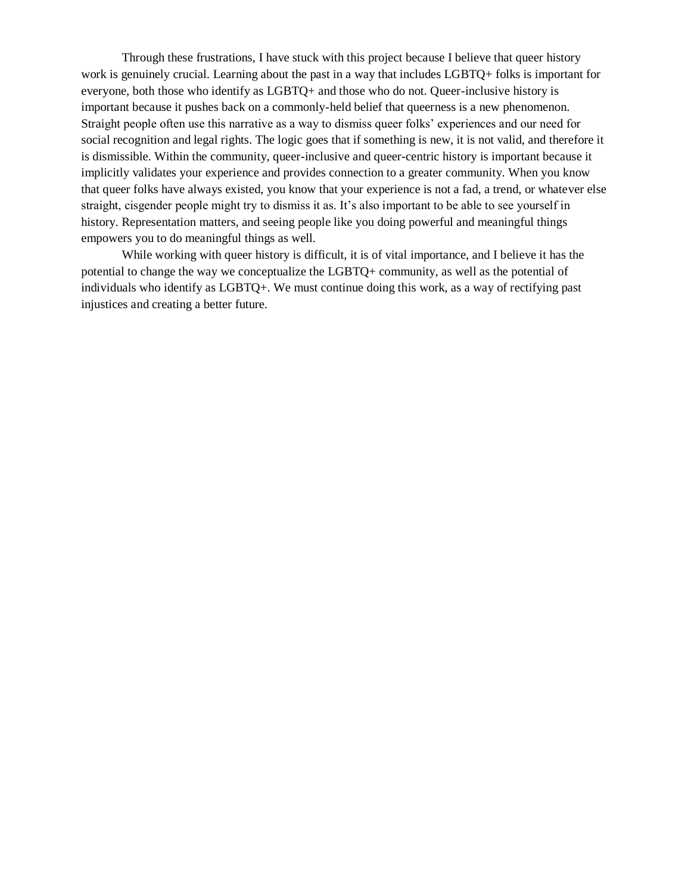Through these frustrations, I have stuck with this project because I believe that queer history work is genuinely crucial. Learning about the past in a way that includes LGBTQ+ folks is important for everyone, both those who identify as LGBTQ+ and those who do not. Queer-inclusive history is important because it pushes back on a commonly-held belief that queerness is a new phenomenon. Straight people often use this narrative as a way to dismiss queer folks' experiences and our need for social recognition and legal rights. The logic goes that if something is new, it is not valid, and therefore it is dismissible. Within the community, queer-inclusive and queer-centric history is important because it implicitly validates your experience and provides connection to a greater community. When you know that queer folks have always existed, you know that your experience is not a fad, a trend, or whatever else straight, cisgender people might try to dismiss it as. It's also important to be able to see yourself in history. Representation matters, and seeing people like you doing powerful and meaningful things empowers you to do meaningful things as well.

While working with queer history is difficult, it is of vital importance, and I believe it has the potential to change the way we conceptualize the LGBTQ+ community, as well as the potential of individuals who identify as LGBTQ+. We must continue doing this work, as a way of rectifying past injustices and creating a better future.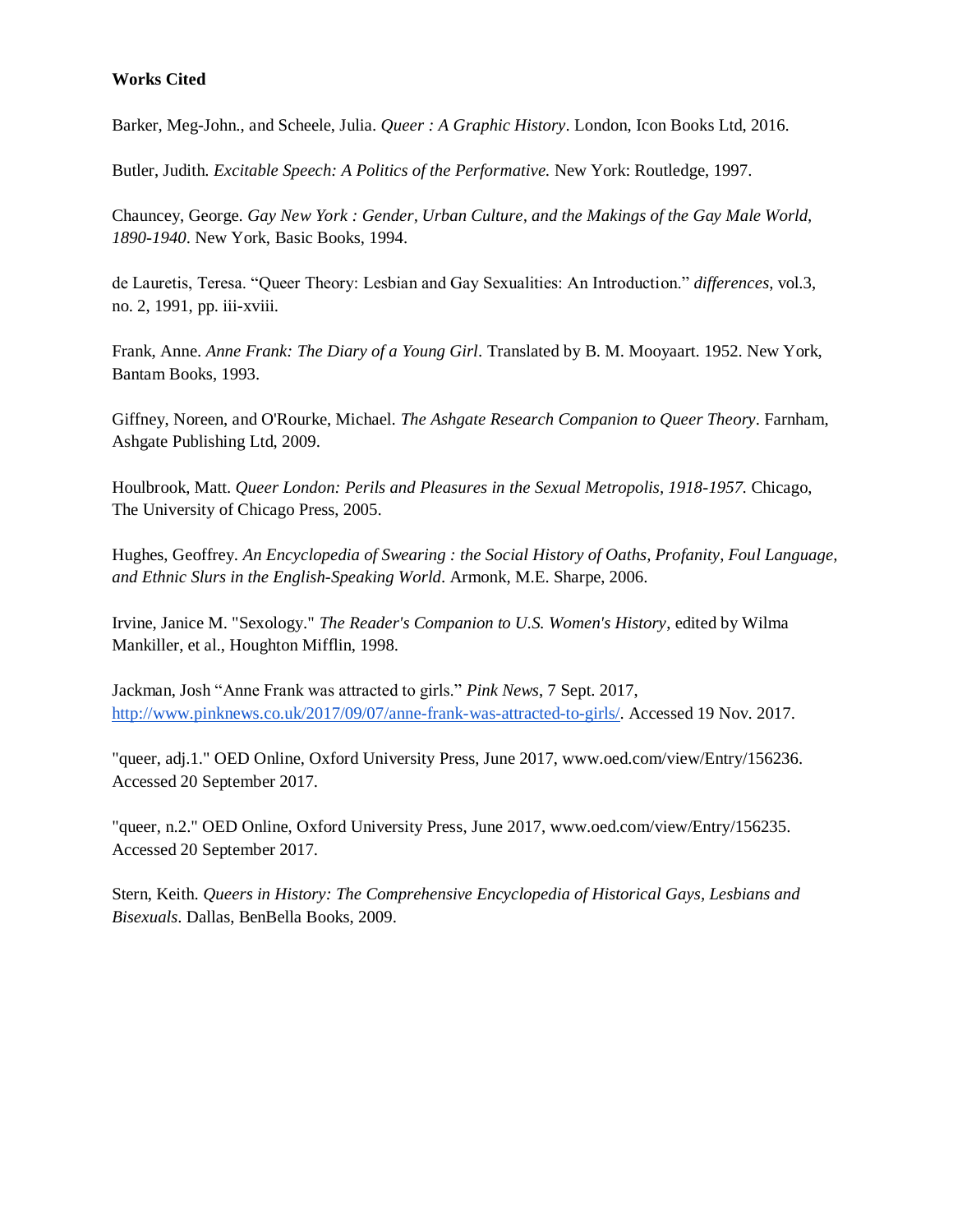**Works Cited**

Barker, Meg-John., and Scheele, Julia. *Queer : A Graphic History*. London, Icon Books Ltd, 2016.

Butler, Judith. *Excitable Speech: A Politics of the Performative.* New York: Routledge, 1997.

Chauncey, George. *Gay New York : Gender, Urban Culture, and the Makings of the Gay Male World, 1890-1940*. New York, Basic Books, 1994.

de Lauretis, Teresa. "Queer Theory: Lesbian and Gay Sexualities: An Introduction." *differences*, vol.3, no. 2, 1991, pp. iii-xviii.

Frank, Anne. *Anne Frank: The Diary of a Young Girl*. Translated by B. M. Mooyaart. 1952. New York, Bantam Books, 1993.

Giffney, Noreen, and O'Rourke, Michael. *The Ashgate Research Companion to Queer Theory*. Farnham, Ashgate Publishing Ltd, 2009.

Houlbrook, Matt. *Queer London: Perils and Pleasures in the Sexual Metropolis, 1918-1957.* Chicago, The University of Chicago Press, 2005.

Hughes, Geoffrey. *An Encyclopedia of Swearing : the Social History of Oaths, Profanity, Foul Language, and Ethnic Slurs in the English-Speaking World*. Armonk, M.E. Sharpe, 2006.

Irvine, Janice M. "Sexology." *The Reader's Companion to U.S. Women's History*, edited by Wilma Mankiller, et al., Houghton Mifflin, 1998.

Jackman, Josh "Anne Frank was attracted to girls." *Pink News*, 7 Sept. 2017, http://www.pinknews.co.uk/2017/09/07/anne-frank-was-attracted-to-girls/. Accessed 19 Nov. 2017.

"queer, adj.1." OED Online, Oxford University Press, June 2017, www.oed.com/view/Entry/156236. Accessed 20 September 2017.

"queer, n.2." OED Online, Oxford University Press, June 2017, www.oed.com/view/Entry/156235. Accessed 20 September 2017.

Stern, Keith. *Queers in History: The Comprehensive Encyclopedia of Historical Gays, Lesbians and Bisexuals*. Dallas, BenBella Books, 2009.